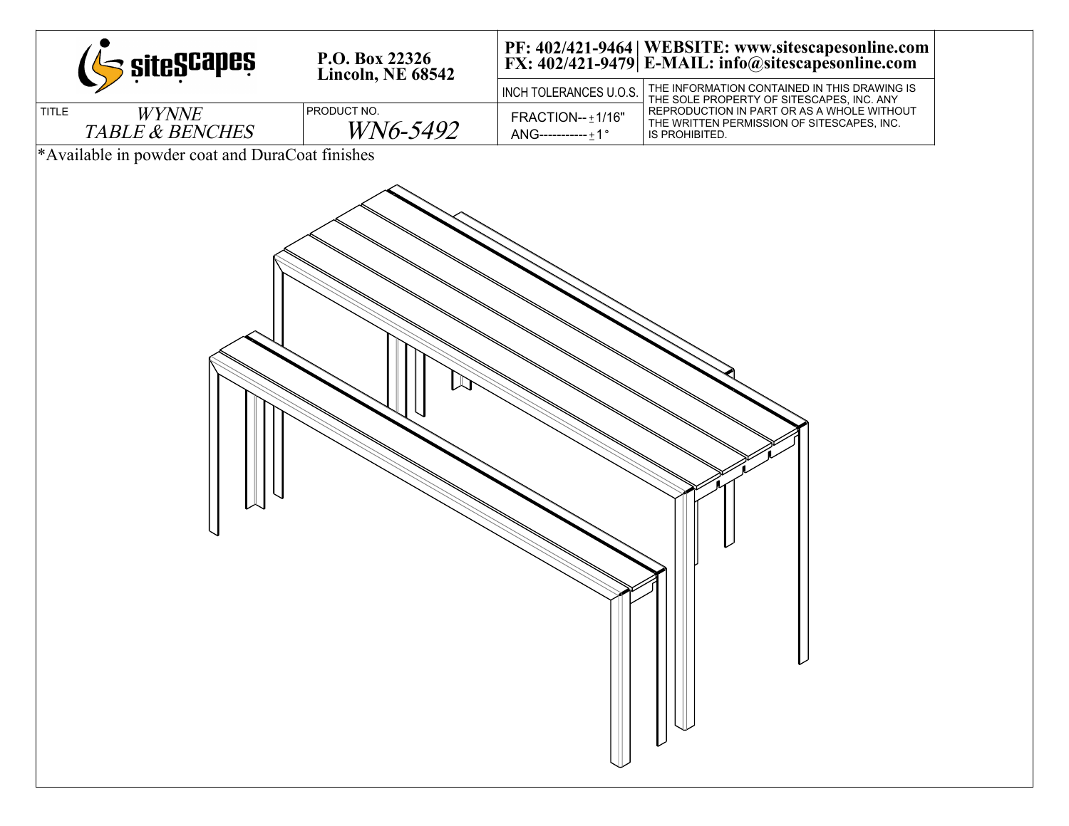**siteScapes**

**P.O. Box 22326**
**Lincoln, NE 68542**

**PF: 402/421-9464 | WEBSITE: www.sitescapesonline.com**
**FX: 402/421-9479 | E-MAIL: info@sitescapesonline.com**

| TITLE | PRODUCT NO. | INCH TOLERANCES U.O.S. | |
|---|---|---|---|
| *WYNNE TABLE & BENCHES* | *WN6-5492* | FRACTION-- ± 1/16" ANG----------- ± 1° | THE INFORMATION CONTAINED IN THIS DRAWING IS THE SOLE PROPERTY OF SITESCAPES, INC. ANY REPRODUCTION IN PART OR AS A WHOLE WITHOUT THE WRITTEN PERMISSION OF SITESCAPES, INC. IS PROHIBITED. |

*Available in powder coat and DuraCoat finishes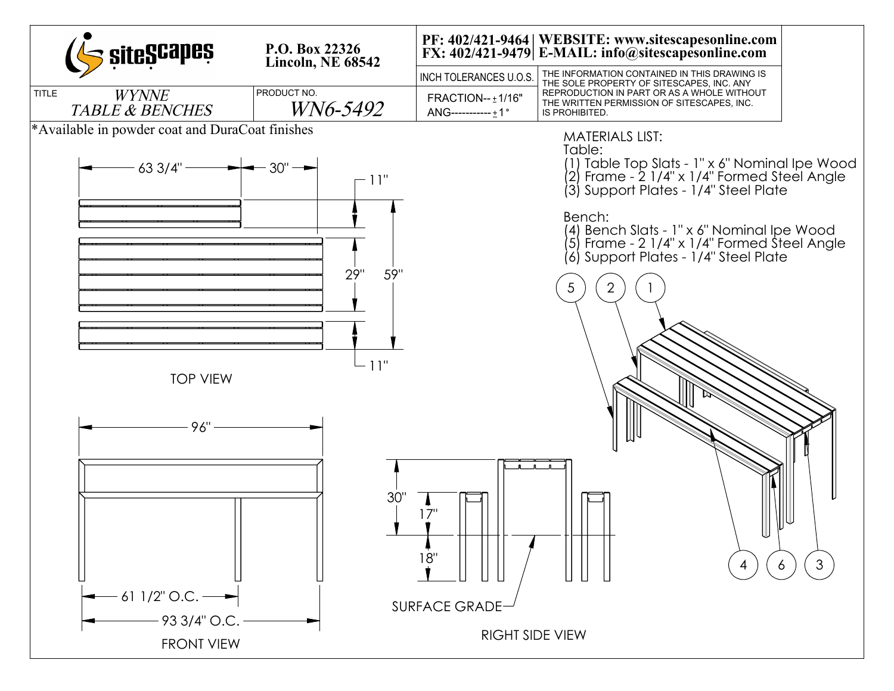**siteScapes**

**P.O. Box 22326**
**Lincoln, NE 68542**

**PF: 402/421-9464 | WEBSITE: www.sitescapesonline.com**
**FX: 402/421-9479 | E-MAIL: info@sitescapesonline.com**

| | |
|---|---|
| TITLE *WYNNE TABLE & BENCHES* | PRODUCT NO. *WN6-5492* |

INCH TOLERANCES U.O.S.
FRACTION-- ± 1/16"
ANG----------- ± 1°

THE INFORMATION CONTAINED IN THIS DRAWING IS THE SOLE PROPERTY OF SITESCAPES, INC. ANY REPRODUCTION IN PART OR AS A WHOLE WITHOUT THE WRITTEN PERMISSION OF SITESCAPES, INC. IS PROHIBITED.

*Available in powder coat and DuraCoat finishes

MATERIALS LIST:

Table:
(1) Table Top Slats - 1" x 6" Nominal Ipe Wood
(2) Frame - 2 1/4" x 1/4" Formed Steel Angle
(3) Support Plates - 1/4" Steel Plate

Bench:
(4) Bench Slats - 1" x 6" Nominal Ipe Wood
(5) Frame - 2 1/4" x 1/4" Formed Steel Angle
(6) Support Plates - 1/4" Steel Plate

63 3/4"
30"
11"
29"
59"
11"

TOP VIEW

96"
61 1/2" O.C.
93 3/4" O.C.

FRONT VIEW

30"
17"
18"
SURFACE GRADE

RIGHT SIDE VIEW

5 2 1
4 6 3